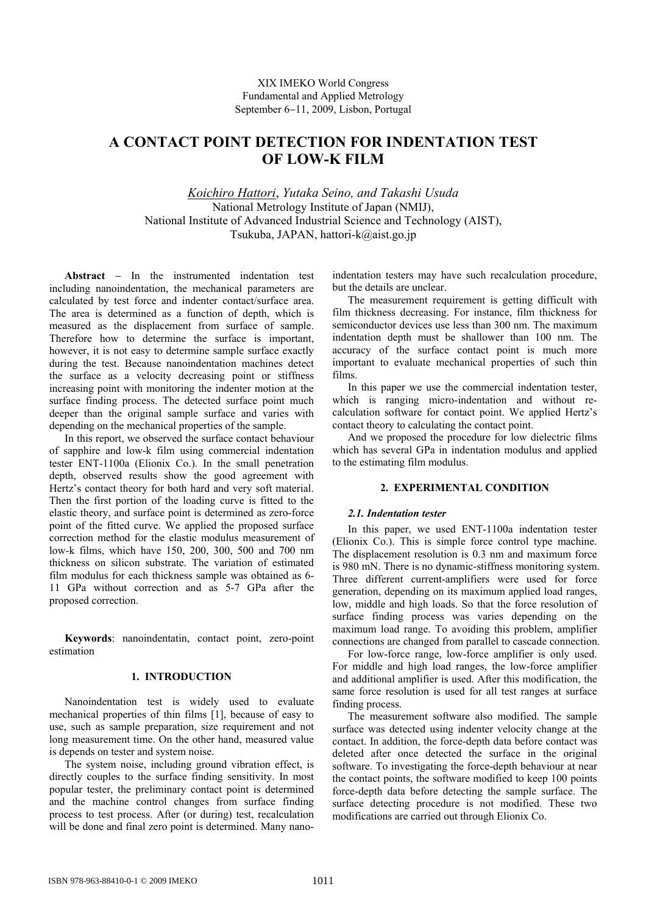XIX IMEKO World Congress
Fundamental and Applied Metrology
September 6–11, 2009, Lisbon, Portugal

# A CONTACT POINT DETECTION FOR INDENTATION TEST OF LOW-K FILM

*Koichiro Hattori*, *Yutaka Seino, and Takashi Usuda*
National Metrology Institute of Japan (NMIJ),
National Institute of Advanced Industrial Science and Technology (AIST),
Tsukuba, JAPAN, hattori-k@aist.go.jp

**Abstract** – In the instrumented indentation test including nanoindentation, the mechanical parameters are calculated by test force and indenter contact/surface area. The area is determined as a function of depth, which is measured as the displacement from surface of sample. Therefore how to determine the surface is important, however, it is not easy to determine sample surface exactly during the test. Because nanoindentation machines detect the surface as a velocity decreasing point or stiffness increasing point with monitoring the indenter motion at the surface finding process. The detected surface point much deeper than the original sample surface and varies with depending on the mechanical properties of the sample.

In this report, we observed the surface contact behaviour of sapphire and low-k film using commercial indentation tester ENT-1100a (Elionix Co.). In the small penetration depth, observed results show the good agreement with Hertz's contact theory for both hard and very soft material. Then the first portion of the loading curve is fitted to the elastic theory, and surface point is determined as zero-force point of the fitted curve. We applied the proposed surface correction method for the elastic modulus measurement of low-k films, which have 150, 200, 300, 500 and 700 nm thickness on silicon substrate. The variation of estimated film modulus for each thickness sample was obtained as 6-11 GPa without correction and as 5-7 GPa after the proposed correction.

**Keywords**: nanoindentatin, contact point, zero-point estimation

## 1. INTRODUCTION

Nanoindentation test is widely used to evaluate mechanical properties of thin films [1], because of easy to use, such as sample preparation, size requirement and not long measurement time. On the other hand, measured value is depends on tester and system noise.

The system noise, including ground vibration effect, is directly couples to the surface finding sensitivity. In most popular tester, the preliminary contact point is determined and the machine control changes from surface finding process to test process. After (or during) test, recalculation will be done and final zero point is determined. Many nano-indentation testers may have such recalculation procedure, but the details are unclear.

The measurement requirement is getting difficult with film thickness decreasing. For instance, film thickness for semiconductor devices use less than 300 nm. The maximum indentation depth must be shallower than 100 nm. The accuracy of the surface contact point is much more important to evaluate mechanical properties of such thin films.

In this paper we use the commercial indentation tester, which is ranging micro-indentation and without re-calculation software for contact point. We applied Hertz's contact theory to calculating the contact point.

And we proposed the procedure for low dielectric films which has several GPa in indentation modulus and applied to the estimating film modulus.

## 2. EXPERIMENTAL CONDITION

### *2.1. Indentation tester*

In this paper, we used ENT-1100a indentation tester (Elionix Co.). This is simple force control type machine. The displacement resolution is 0.3 nm and maximum force is 980 mN. There is no dynamic-stiffness monitoring system. Three different current-amplifiers were used for force generation, depending on its maximum applied load ranges, low, middle and high loads. So that the force resolution of surface finding process was varies depending on the maximum load range. To avoiding this problem, amplifier connections are changed from parallel to cascade connection.

For low-force range, low-force amplifier is only used. For middle and high load ranges, the low-force amplifier and additional amplifier is used. After this modification, the same force resolution is used for all test ranges at surface finding process.

The measurement software also modified. The sample surface was detected using indenter velocity change at the contact. In addition, the force-depth data before contact was deleted after once detected the surface in the original software. To investigating the force-depth behaviour at near the contact points, the software modified to keep 100 points force-depth data before detecting the sample surface. The surface detecting procedure is not modified. These two modifications are carried out through Elionix Co.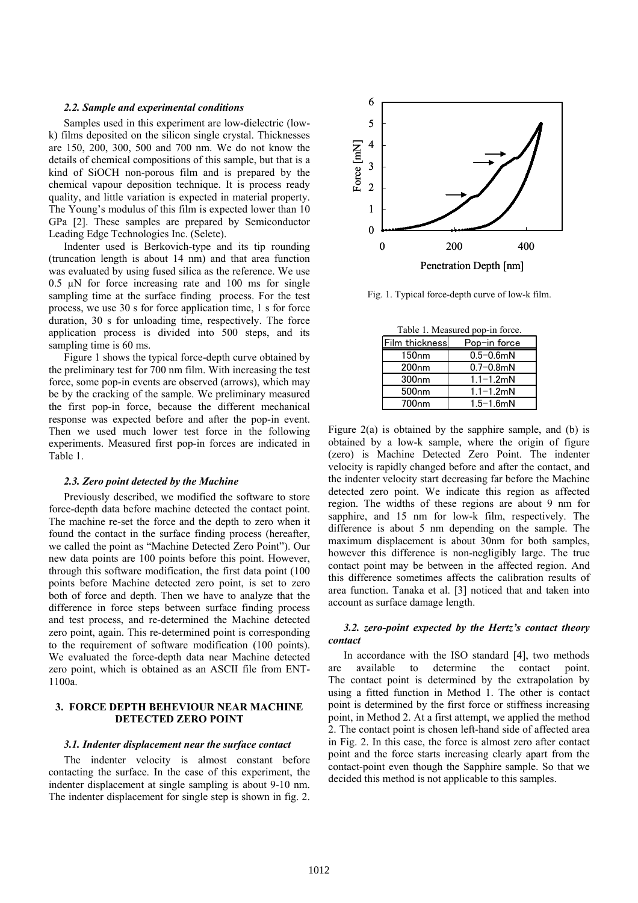### *2.2. Sample and experimental conditions*

Samples used in this experiment are low-dielectric (low-k) films deposited on the silicon single crystal. Thicknesses are 150, 200, 300, 500 and 700 nm. We do not know the details of chemical compositions of this sample, but that is a kind of SiOCH non-porous film and is prepared by the chemical vapour deposition technique. It is process ready quality, and little variation is expected in material property. The Young's modulus of this film is expected lower than 10 GPa [2]. These samples are prepared by Semiconductor Leading Edge Technologies Inc. (Selete).

Indenter used is Berkovich-type and its tip rounding (truncation length is about 14 nm) and that area function was evaluated by using fused silica as the reference. We use 0.5 μN for force increasing rate and 100 ms for single sampling time at the surface finding process. For the test process, we use 30 s for force application time, 1 s for force duration, 30 s for unloading time, respectively. The force application process is divided into 500 steps, and its sampling time is 60 ms.

Figure 1 shows the typical force-depth curve obtained by the preliminary test for 700 nm film. With increasing the test force, some pop-in events are observed (arrows), which may be by the cracking of the sample. We preliminary measured the first pop-in force, because the different mechanical response was expected before and after the pop-in event. Then we used much lower test force in the following experiments. Measured first pop-in forces are indicated in Table 1.

### *2.3. Zero point detected by the Machine*

Previously described, we modified the software to store force-depth data before machine detected the contact point. The machine re-set the force and the depth to zero when it found the contact in the surface finding process (hereafter, we called the point as "Machine Detected Zero Point"). Our new data points are 100 points before this point. However, through this software modification, the first data point (100 points before Machine detected zero point, is set to zero both of force and depth. Then we have to analyze that the difference in force steps between surface finding process and test process, and re-determined the Machine detected zero point, again. This re-determined point is corresponding to the requirement of software modification (100 points). We evaluated the force-depth data near Machine detected zero point, which is obtained as an ASCII file from ENT-1100a.

## 3. FORCE DEPTH BEHEVIOUR NEAR MACHINE DETECTED ZERO POINT

### *3.1. Indenter displacement near the surface contact*

The indenter velocity is almost constant before contacting the surface. In the case of this experiment, the indenter displacement at single sampling is about 9-10 nm. The indenter displacement for single step is shown in fig. 2.

Fig. 1. Typical force-depth curve of low-k film.

Table 1. Measured pop-in force.

| Film thickness | Pop-in force |
|---|---|
| 150nm | 0.5–0.6mN |
| 200nm | 0.7–0.8mN |
| 300nm | 1.1–1.2mN |
| 500nm | 1.1–1.2mN |
| 700nm | 1.5–1.6mN |

Figure 2(a) is obtained by the sapphire sample, and (b) is obtained by a low-k sample, where the origin of figure (zero) is Machine Detected Zero Point. The indenter velocity is rapidly changed before and after the contact, and the indenter velocity start decreasing far before the Machine detected zero point. We indicate this region as affected region. The widths of these regions are about 9 nm for sapphire, and 15 nm for low-k film, respectively. The difference is about 5 nm depending on the sample. The maximum displacement is about 30nm for both samples, however this difference is non-negligibly large. The true contact point may be between in the affected region. And this difference sometimes affects the calibration results of area function. Tanaka et al. [3] noticed that and taken into account as surface damage length.

### *3.2. zero-point expected by the Hertz's contact theory contact*

In accordance with the ISO standard [4], two methods are available to determine the contact point. The contact point is determined by the extrapolation by using a fitted function in Method 1. The other is contact point is determined by the first force or stiffness increasing point, in Method 2. At a first attempt, we applied the method 2. The contact point is chosen left-hand side of affected area in Fig. 2. In this case, the force is almost zero after contact point and the force starts increasing clearly apart from the contact-point even though the Sapphire sample. So that we decided this method is not applicable to this samples.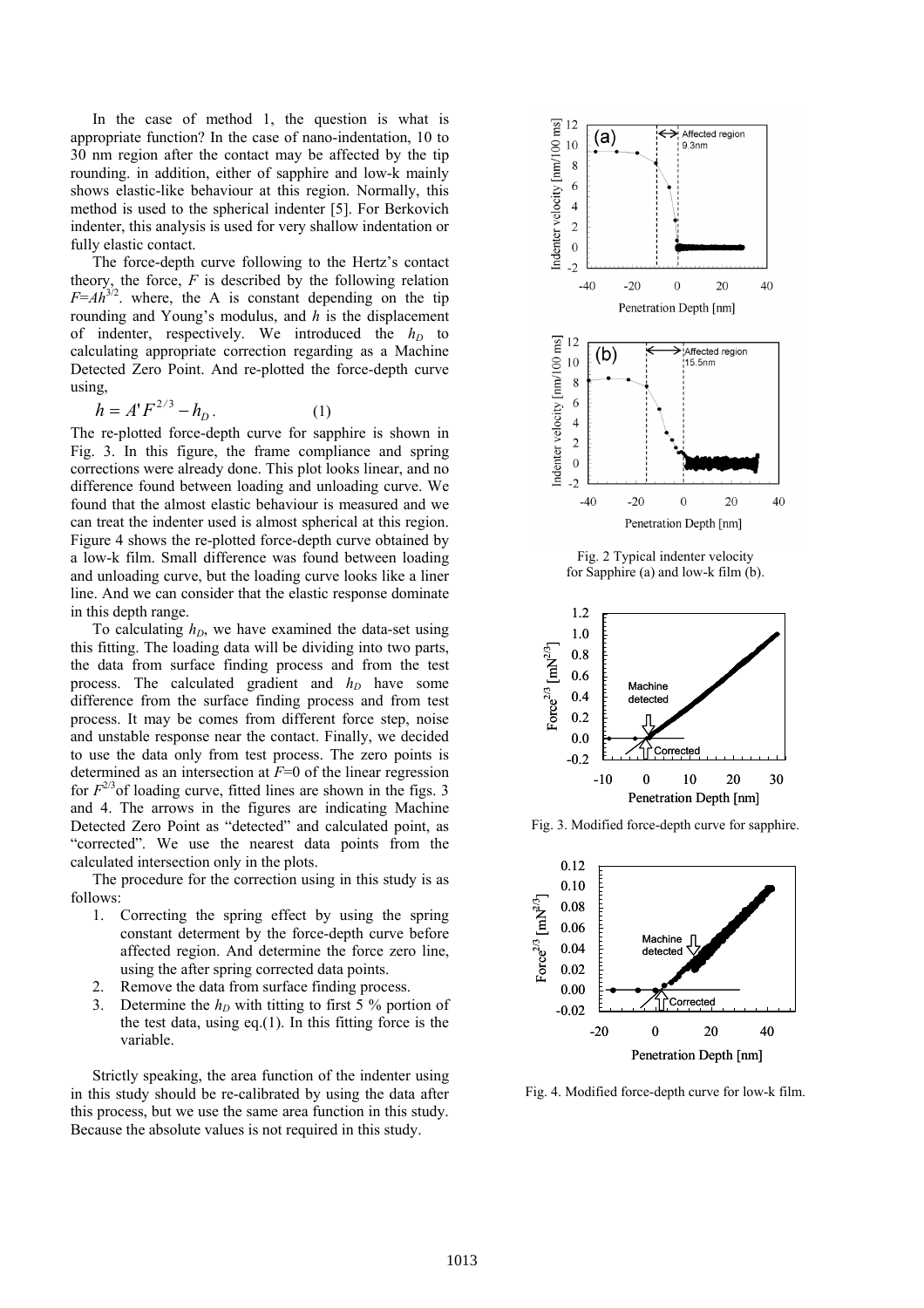In the case of method 1, the question is what is appropriate function? In the case of nano-indentation, 10 to 30 nm region after the contact may be affected by the tip rounding. in addition, either of sapphire and low-k mainly shows elastic-like behaviour at this region. Normally, this method is used to the spherical indenter [5]. For Berkovich indenter, this analysis is used for very shallow indentation or fully elastic contact.

The force-depth curve following to the Hertz's contact theory, the force, $F$ is described by the following relation $F$=$Ah^{3/2}$. where, the A is constant depending on the tip rounding and Young's modulus, and $h$ is the displacement of indenter, respectively. We introduced the $h_D$ to calculating appropriate correction regarding as a Machine Detected Zero Point. And re-plotted the force-depth curve using,

$$h = A'F^{2/3} - h_D. \qquad (1)$$

The re-plotted force-depth curve for sapphire is shown in Fig. 3. In this figure, the frame compliance and spring corrections were already done. This plot looks linear, and no difference found between loading and unloading curve. We found that the almost elastic behaviour is measured and we can treat the indenter used is almost spherical at this region. Figure 4 shows the re-plotted force-depth curve obtained by a low-k film. Small difference was found between loading and unloading curve, but the loading curve looks like a liner line. And we can consider that the elastic response dominate in this depth range.

To calculating $h_D$, we have examined the data-set using this fitting. The loading data will be dividing into two parts, the data from surface finding process and from the test process. The calculated gradient and $h_D$ have some difference from the surface finding process and from test process. It may be comes from different force step, noise and unstable response near the contact. Finally, we decided to use the data only from test process. The zero points is determined as an intersection at $F$=0 of the linear regression for $F^{2/3}$of loading curve, fitted lines are shown in the figs. 3 and 4. The arrows in the figures are indicating Machine Detected Zero Point as "detected" and calculated point, as "corrected". We use the nearest data points from the calculated intersection only in the plots.

The procedure for the correction using in this study is as follows:

1. Correcting the spring effect by using the spring constant determent by the force-depth curve before affected region. And determine the force zero line, using the after spring corrected data points.
2. Remove the data from surface finding process.
3. Determine the $h_D$ with titting to first 5 % portion of the test data, using eq.(1). In this fitting force is the variable.

Strictly speaking, the area function of the indenter using in this study should be re-calibrated by using the data after this process, but we use the same area function in this study. Because the absolute values is not required in this study.

Fig. 2 Typical indenter velocity for Sapphire (a) and low-k film (b).

Fig. 3. Modified force-depth curve for sapphire.

Fig. 4. Modified force-depth curve for low-k film.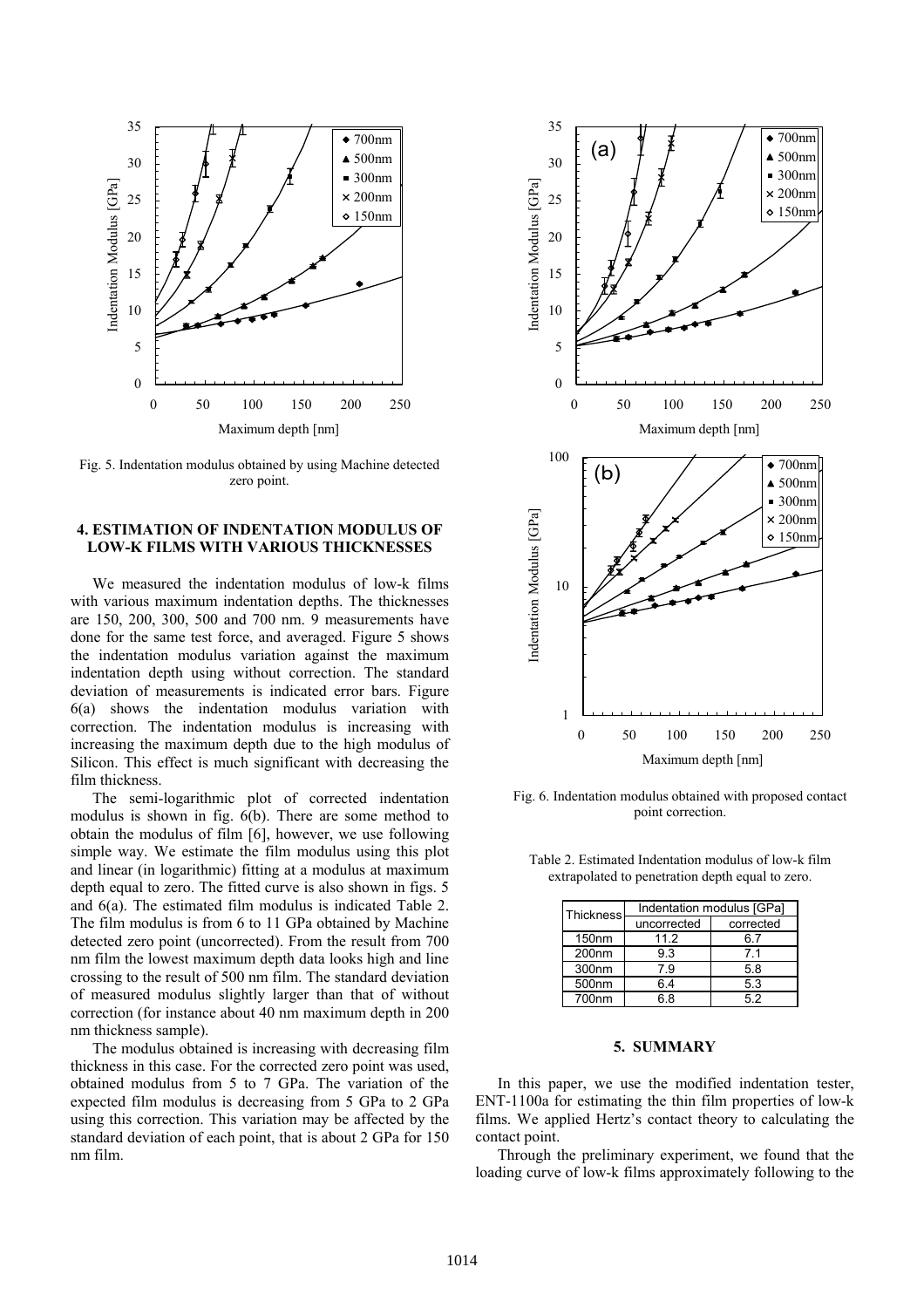Fig. 5. Indentation modulus obtained by using Machine detected zero point.

## 4. ESTIMATION OF INDENTATION MODULUS OF LOW-K FILMS WITH VARIOUS THICKNESSES

We measured the indentation modulus of low-k films with various maximum indentation depths. The thicknesses are 150, 200, 300, 500 and 700 nm. 9 measurements have done for the same test force, and averaged. Figure 5 shows the indentation modulus variation against the maximum indentation depth using without correction. The standard deviation of measurements is indicated error bars. Figure 6(a) shows the indentation modulus variation with correction. The indentation modulus is increasing with increasing the maximum depth due to the high modulus of Silicon. This effect is much significant with decreasing the film thickness.

The semi-logarithmic plot of corrected indentation modulus is shown in fig. 6(b). There are some method to obtain the modulus of film [6], however, we use following simple way. We estimate the film modulus using this plot and linear (in logarithmic) fitting at a modulus at maximum depth equal to zero. The fitted curve is also shown in figs. 5 and 6(a). The estimated film modulus is indicated Table 2. The film modulus is from 6 to 11 GPa obtained by Machine detected zero point (uncorrected). From the result from 700 nm film the lowest maximum depth data looks high and line crossing to the result of 500 nm film. The standard deviation of measured modulus slightly larger than that of without correction (for instance about 40 nm maximum depth in 200 nm thickness sample).

The modulus obtained is increasing with decreasing film thickness in this case. For the corrected zero point was used, obtained modulus from 5 to 7 GPa. The variation of the expected film modulus is decreasing from 5 GPa to 2 GPa using this correction. This variation may be affected by the standard deviation of each point, that is about 2 GPa for 150 nm film.

Fig. 6. Indentation modulus obtained with proposed contact point correction.

Table 2. Estimated Indentation modulus of low-k film extrapolated to penetration depth equal to zero.

| Thickness | Indentation modulus [GPa] | |
|---|---|---|
| | uncorrected | corrected |
| 150nm | 11.2 | 6.7 |
| 200nm | 9.3 | 7.1 |
| 300nm | 7.9 | 5.8 |
| 500nm | 6.4 | 5.3 |
| 700nm | 6.8 | 5.2 |

## 5. SUMMARY

In this paper, we use the modified indentation tester, ENT-1100a for estimating the thin film properties of low-k films. We applied Hertz's contact theory to calculating the contact point.

Through the preliminary experiment, we found that the loading curve of low-k films approximately following to the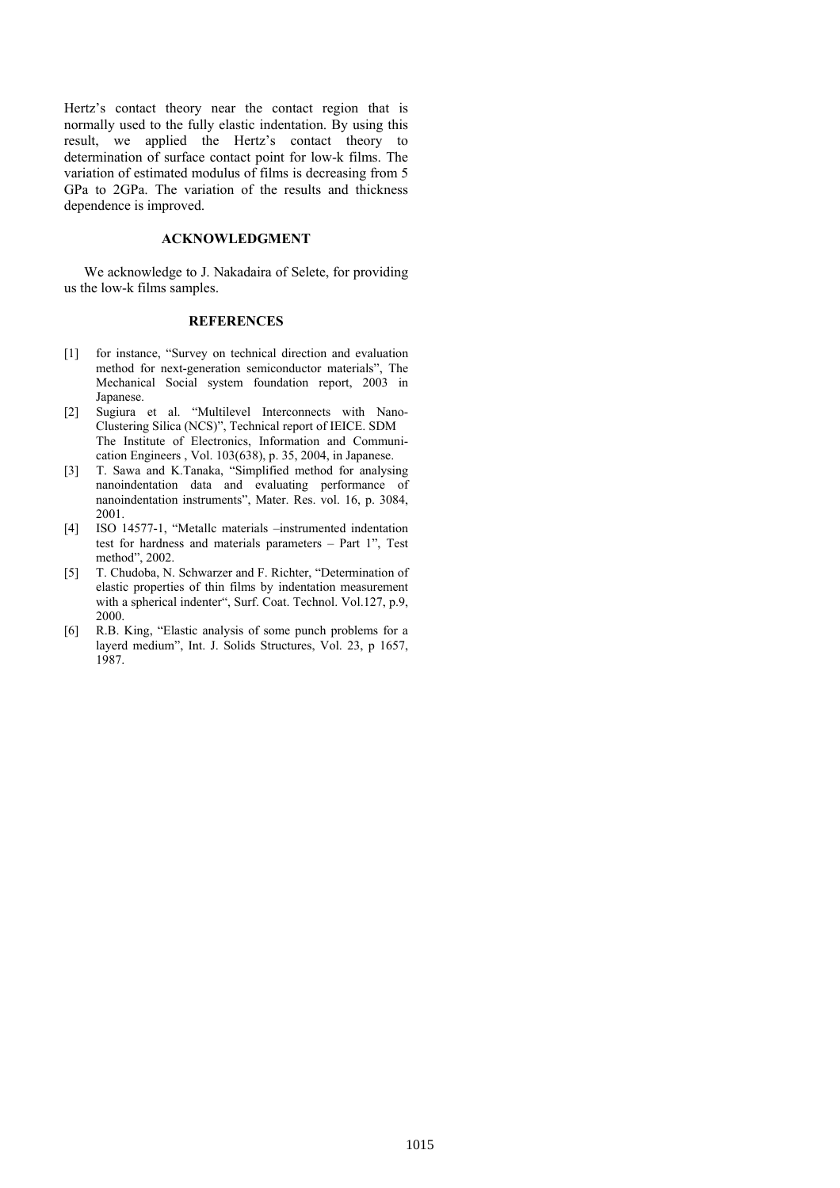Hertz's contact theory near the contact region that is normally used to the fully elastic indentation. By using this result, we applied the Hertz's contact theory to determination of surface contact point for low-k films. The variation of estimated modulus of films is decreasing from 5 GPa to 2GPa. The variation of the results and thickness dependence is improved.

## ACKNOWLEDGMENT

We acknowledge to J. Nakadaira of Selete, for providing us the low-k films samples.

## REFERENCES

[1] for instance, "Survey on technical direction and evaluation method for next-generation semiconductor materials", The Mechanical Social system foundation report, 2003 in Japanese.

[2] Sugiura et al. "Multilevel Interconnects with Nano-Clustering Silica (NCS)", Technical report of IEICE. SDM The Institute of Electronics, Information and Communication Engineers , Vol. 103(638), p. 35, 2004, in Japanese.

[3] T. Sawa and K.Tanaka, "Simplified method for analysing nanoindentation data and evaluating performance of nanoindentation instruments", Mater. Res. vol. 16, p. 3084, 2001.

[4] ISO 14577-1, "Metallc materials –instrumented indentation test for hardness and materials parameters – Part 1", Test method", 2002.

[5] T. Chudoba, N. Schwarzer and F. Richter, "Determination of elastic properties of thin films by indentation measurement with a spherical indenter", Surf. Coat. Technol. Vol.127, p.9, 2000.

[6] R.B. King, "Elastic analysis of some punch problems for a layerd medium", Int. J. Solids Structures, Vol. 23, p 1657, 1987.